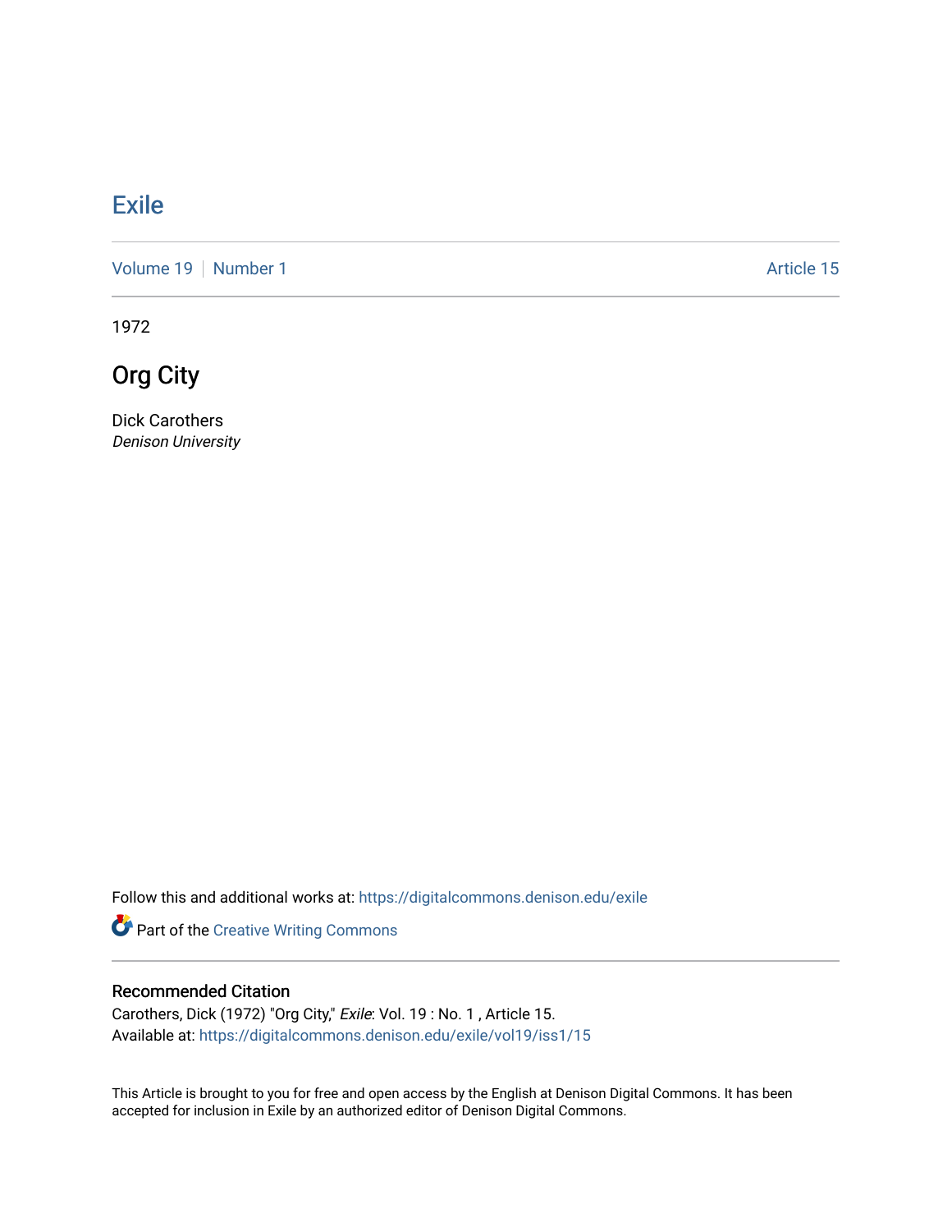# Exile

Volume 19 | Number 1 Article 15

1972

## Org City

Dick Carothers
*Denison University*

Follow this and additional works at: https://digitalcommons.denison.edu/exile

Part of the Creative Writing Commons

### Recommended Citation

Carothers, Dick (1972) "Org City," *Exile*: Vol. 19 : No. 1 , Article 15.
Available at: https://digitalcommons.denison.edu/exile/vol19/iss1/15

This Article is brought to you for free and open access by the English at Denison Digital Commons. It has been accepted for inclusion in Exile by an authorized editor of Denison Digital Commons.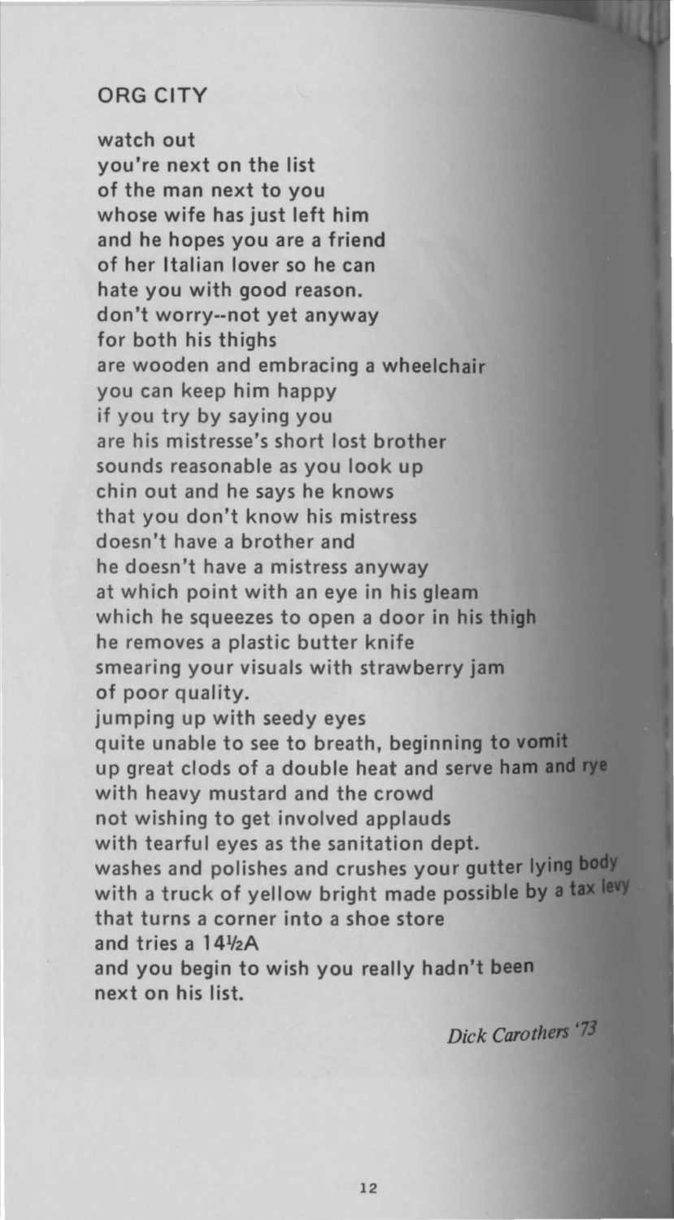## ORG CITY

watch out
you're next on the list
of the man next to you
whose wife has just left him
and he hopes you are a friend
of her Italian lover so he can
hate you with good reason.
don't worry--not yet anyway
for both his thighs
are wooden and embracing a wheelchair
you can keep him happy
if you try by saying you
are his mistresse's short lost brother
sounds reasonable as you look up
chin out and he says he knows
that you don't know his mistress
doesn't have a brother and
he doesn't have a mistress anyway
at which point with an eye in his gleam
which he squeezes to open a door in his thigh
he removes a plastic butter knife
smearing your visuals with strawberry jam
of poor quality.
jumping up with seedy eyes
quite unable to see to breath, beginning to vomit
up great clods of a double heat and serve ham and rye
with heavy mustard and the crowd
not wishing to get involved applauds
with tearful eyes as the sanitation dept.
washes and polishes and crushes your gutter lying body
with a truck of yellow bright made possible by a tax levy
that turns a corner into a shoe store
and tries a 14½A
and you begin to wish you really hadn't been
next on his list.

*Dick Carothers '73*